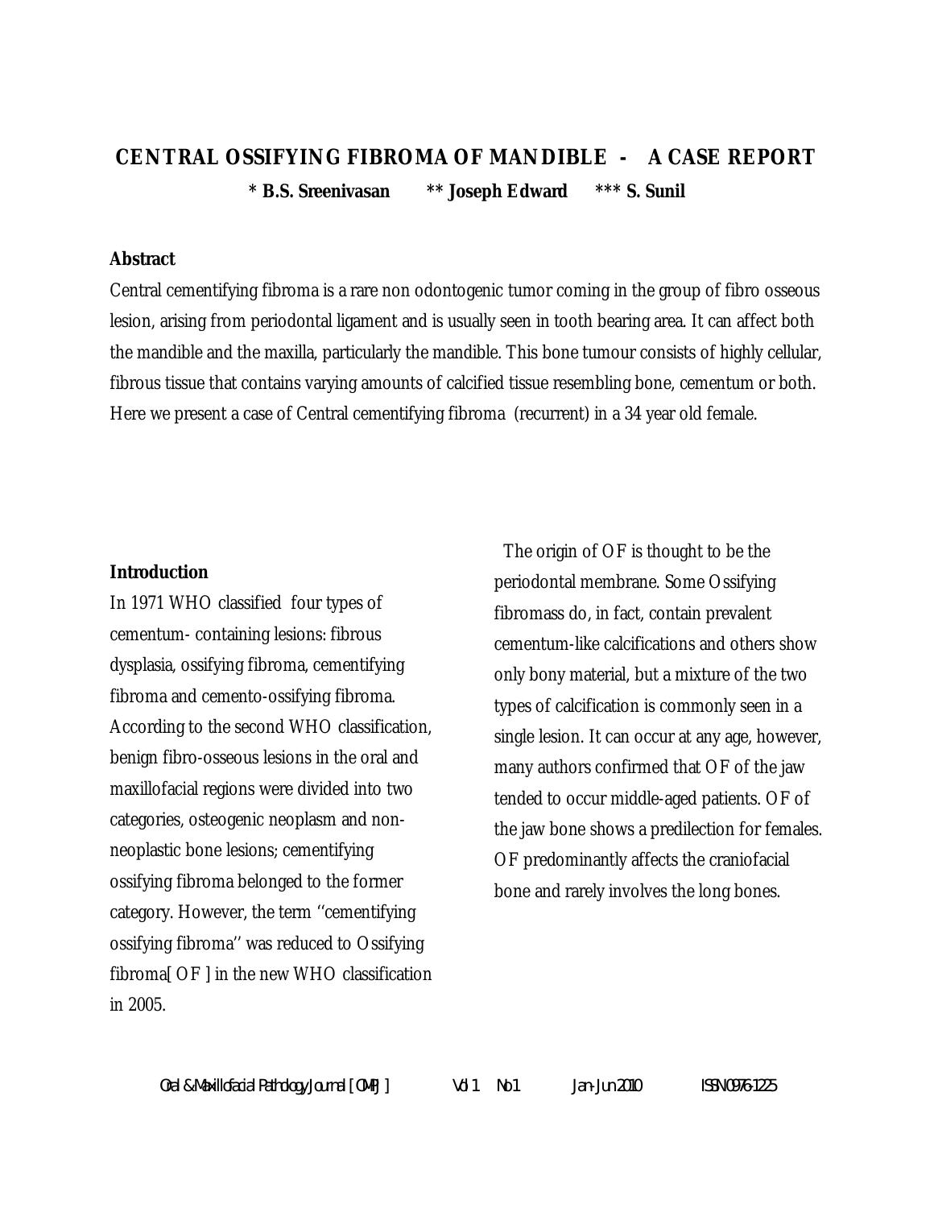# CENTRAL OSSIFYING FIBROMA OF MANDIBLE - A CASE REPORT

**\* B.S. Sreenivasan &nbsp;&nbsp;&nbsp; \*\* Joseph Edward &nbsp;&nbsp;&nbsp; \*\*\* S. Sunil**

**Abstract**

Central cementifying fibroma is a rare non odontogenic tumor coming in the group of fibro osseous lesion, arising from periodontal ligament and is usually seen in tooth bearing area. It can affect both the mandible and the maxilla, particularly the mandible. This bone tumour consists of highly cellular, fibrous tissue that contains varying amounts of calcified tissue resembling bone, cementum or both. Here we present a case of Central cementifying fibroma (recurrent) in a 34 year old female.

**Introduction**

In 1971 WHO classified four types of cementum- containing lesions: fibrous dysplasia, ossifying fibroma, cementifying fibroma and cemento-ossifying fibroma. According to the second WHO classification, benign fibro-osseous lesions in the oral and maxillofacial regions were divided into two categories, osteogenic neoplasm and non-neoplastic bone lesions; cementifying ossifying fibroma belonged to the former category. However, the term ''cementifying ossifying fibroma'' was reduced to Ossifying fibroma[ OF ] in the new WHO classification in 2005.

The origin of OF is thought to be the periodontal membrane. Some Ossifying fibromass do, in fact, contain prevalent cementum-like calcifications and others show only bony material, but a mixture of the two types of calcification is commonly seen in a single lesion. It can occur at any age, however, many authors confirmed that OF of the jaw tended to occur middle-aged patients. OF of the jaw bone shows a predilection for females. OF predominantly affects the craniofacial bone and rarely involves the long bones.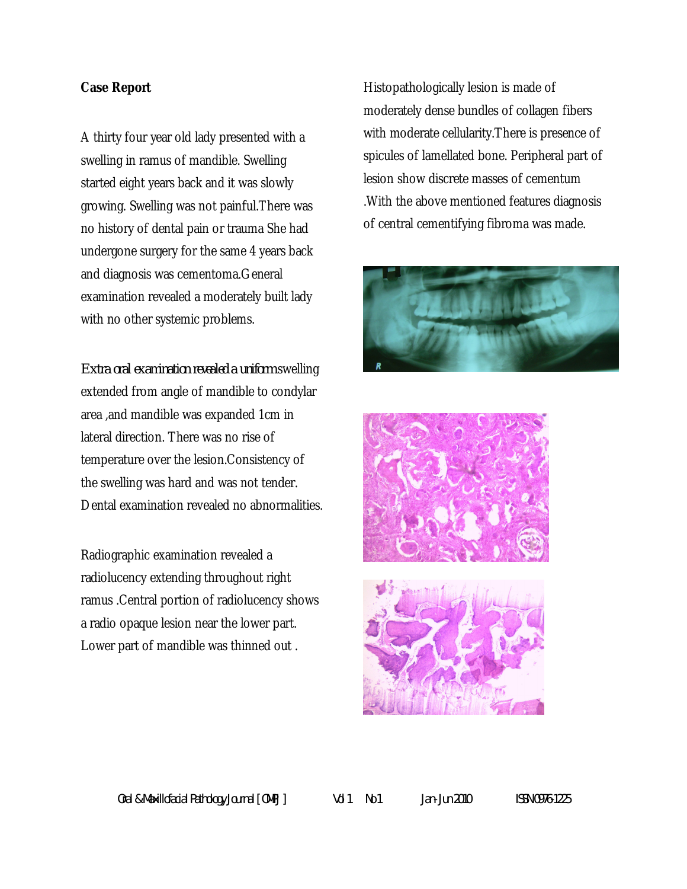**Case Report**

A thirty four year old lady presented with a swelling in ramus of mandible. Swelling started eight years back and it was slowly growing. Swelling was not painful.There was no history of dental pain or trauma She had undergone surgery for the same 4 years back and diagnosis was cementoma.General examination revealed a moderately built lady with no other systemic problems.

Extra oral examination revealed a uniform swelling extended from angle of mandible to condylar area ,and mandible was expanded 1cm in lateral direction. There was no rise of temperature over the lesion.Consistency of the swelling was hard and was not tender. Dental examination revealed no abnormalities.

Radiographic examination revealed a radiolucency extending throughout right ramus .Central portion of radiolucency shows a radio opaque lesion near the lower part. Lower part of mandible was thinned out .

Histopathologically lesion is made of moderately dense bundles of collagen fibers with moderate cellularity.There is presence of spicules of lamellated bone. Peripheral part of lesion show discrete masses of cementum .With the above mentioned features diagnosis of central cementifying fibroma was made.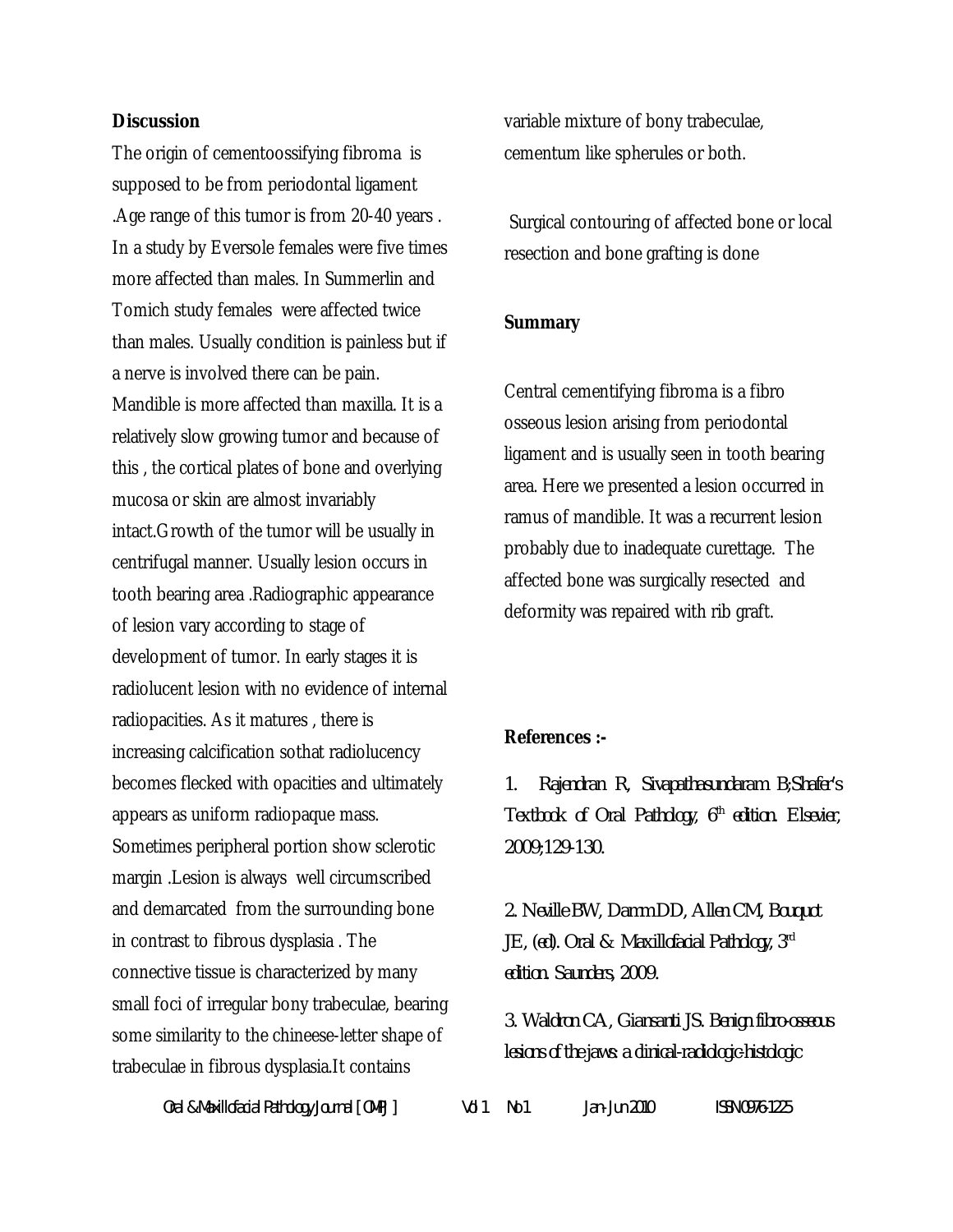**Discussion**

The origin of cementoossifying fibroma is supposed to be from periodontal ligament .Age range of this tumor is from 20-40 years . In a study by Eversole females were five times more affected than males. In Summerlin and Tomich study females were affected twice than males. Usually condition is painless but if a nerve is involved there can be pain. Mandible is more affected than maxilla. It is a relatively slow growing tumor and because of this , the cortical plates of bone and overlying mucosa or skin are almost invariably intact.Growth of the tumor will be usually in centrifugal manner. Usually lesion occurs in tooth bearing area .Radiographic appearance of lesion vary according to stage of development of tumor. In early stages it is radiolucent lesion with no evidence of internal radiopacities. As it matures , there is increasing calcification sothat radiolucency becomes flecked with opacities and ultimately appears as uniform radiopaque mass. Sometimes peripheral portion show sclerotic margin .Lesion is always well circumscribed and demarcated from the surrounding bone in contrast to fibrous dysplasia . The connective tissue is characterized by many small foci of irregular bony trabeculae, bearing some similarity to the chineese-letter shape of trabeculae in fibrous dysplasia.It contains variable mixture of bony trabeculae, cementum like spherules or both.

Surgical contouring of affected bone or local resection and bone grafting is done

**Summary**

Central cementifying fibroma is a fibro osseous lesion arising from periodontal ligament and is usually seen in tooth bearing area. Here we presented a lesion occurred in ramus of mandible. It was a recurrent lesion probably due to inadequate curettage. The affected bone was surgically resected and deformity was repaired with rib graft.

**References :-**

1. Rajendran R, Sivapathasundaram B;Shafer's Textbook of Oral Pathology, 6th edition. Elsevier, 2009;129-130.

2. Neville BW, Damm DD, Allen CM, Bouquot JE, (ed). Oral & Maxillofacial Pathology, 3rd edition. Saunders, 2009.

3. Waldron CA , Giansanti JS. Benign fibro-osseous lesions of the jaws: a clinical-radiologic-histologic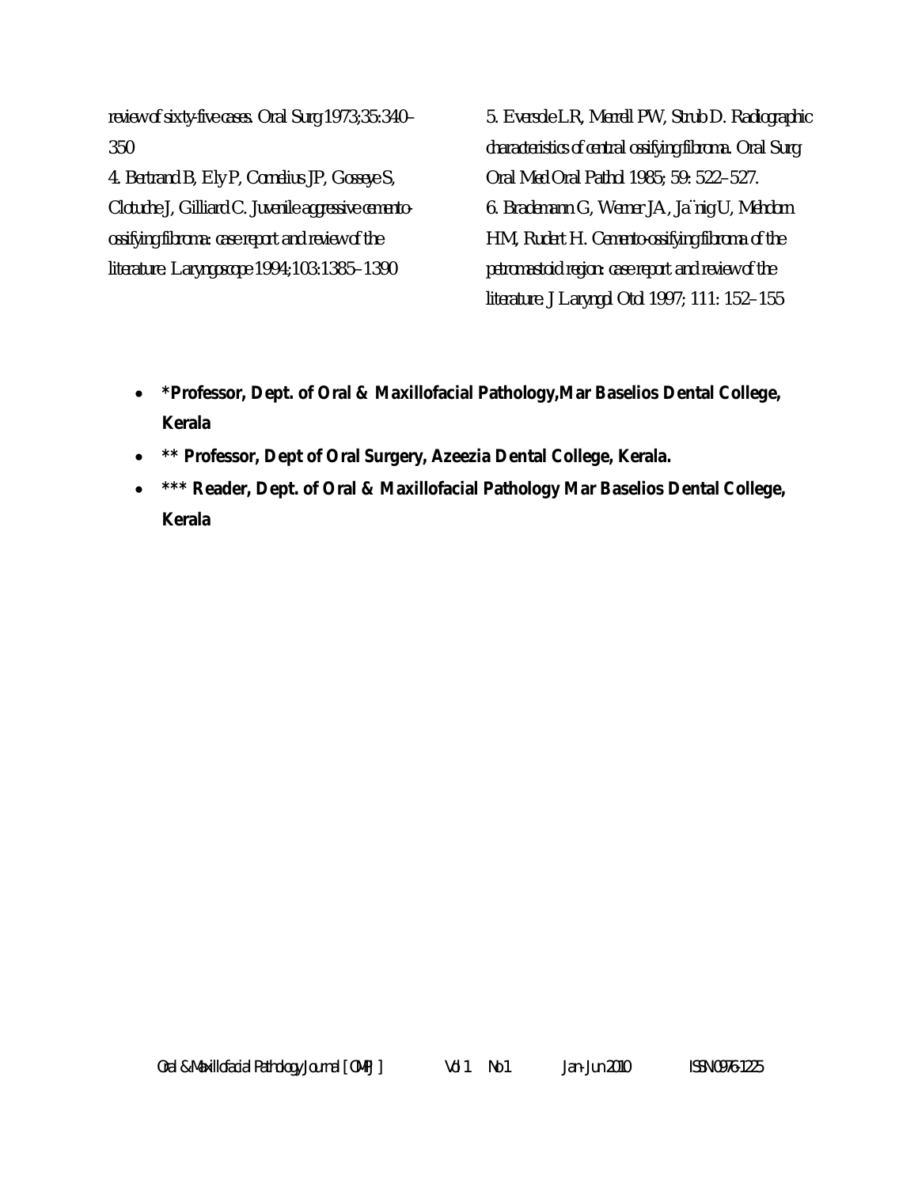review of sixty-five cases. Oral Surg 1973;35:340–350

4. Bertrand B, Ely P, Cornelius JP, Gosseye S, Clotuche J, Gilliard C. Juvenile aggressive cemento-ossifying fibroma: case report and review of the literature. Laryngoscope 1994;103:1385–1390

5. Eversole LR, Merrell PW, Strub D. Radiographic characteristics of central ossifying fibroma. Oral Surg Oral Med Oral Pathol 1985; 59: 522–527.

6. Brademann G, Werner JA, Ja¨nig U, Mehdorn HM, Rudert H. Cemento-ossifying fibroma of the petromastoid region: case report and review of the literature. J Laryngol Otol 1997; 111: 152–155

- **\*Professor, Dept. of Oral & Maxillofacial Pathology,Mar Baselios Dental College, Kerala**
- **\*\* Professor, Dept of Oral Surgery, Azeezia Dental College, Kerala.**
- **\*\*\* Reader, Dept. of Oral & Maxillofacial Pathology Mar Baselios Dental College, Kerala**